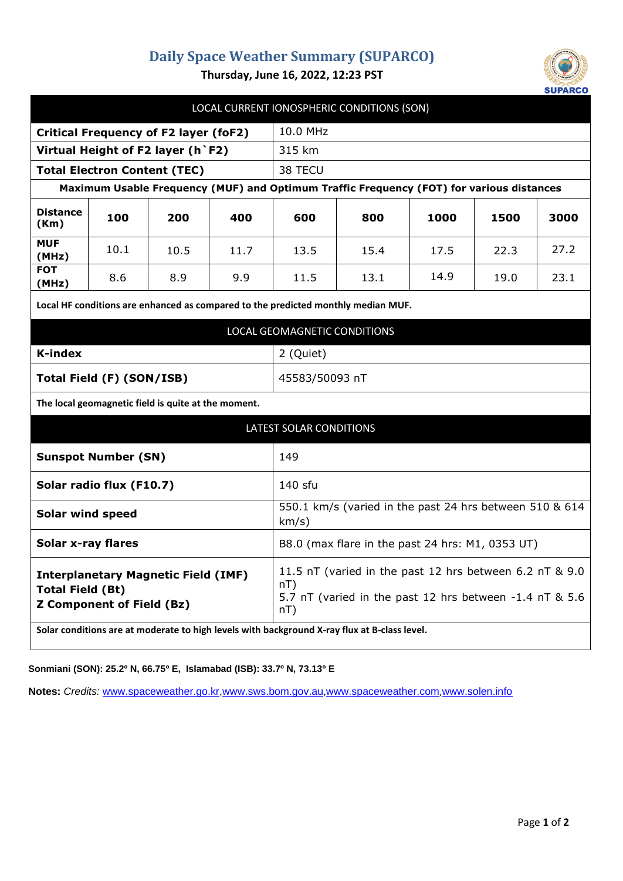# Daily Space Weather Summary (SUPARCO)

**Thursday, June 16, 2022, 12:23 PST**

## LOCAL CURRENT IONOSPHERIC CONDITIONS (SON)

| | |
|---|---|
| **Critical Frequency of F2 layer (foF2)** | 10.0 MHz |
| **Virtual Height of F2 layer (h`F2)** | 315 km |
| **Total Electron Content (TEC)** | 38 TECU |

**Maximum Usable Frequency (MUF) and Optimum Traffic Frequency (FOT) for various distances**

| **Distance (Km)** | **100** | **200** | **400** | **600** | **800** | **1000** | **1500** | **3000** |
|---|---|---|---|---|---|---|---|---|
| **MUF (MHz)** | 10.1 | 10.5 | 11.7 | 13.5 | 15.4 | 17.5 | 22.3 | 27.2 |
| **FOT (MHz)** | 8.6 | 8.9 | 9.9 | 11.5 | 13.1 | 14.9 | 19.0 | 23.1 |

**Local HF conditions are enhanced as compared to the predicted monthly median MUF.**

## LOCAL GEOMAGNETIC CONDITIONS

| | |
|---|---|
| **K-index** | 2 (Quiet) |
| **Total Field (F) (SON/ISB)** | 45583/50093 nT |

**The local geomagnetic field is quite at the moment.**

## LATEST SOLAR CONDITIONS

| | |
|---|---|
| **Sunspot Number (SN)** | 149 |
| **Solar radio flux (F10.7)** | 140 sfu |
| **Solar wind speed** | 550.1 km/s (varied in the past 24 hrs between 510 & 614 km/s) |
| **Solar x-ray flares** | B8.0 (max flare in the past 24 hrs: M1, 0353 UT) |
| **Interplanetary Magnetic Field (IMF) Total Field (Bt) Z Component of Field (Bz)** | 11.5 nT (varied in the past 12 hrs between 6.2 nT & 9.0 nT) 5.7 nT (varied in the past 12 hrs between -1.4 nT & 5.6 nT) |

**Solar conditions are at moderate to high levels with background X-ray flux at B-class level.**

**Sonmiani (SON): 25.2º N, 66.75º E, Islamabad (ISB): 33.7º N, 73.13º E**

**Notes:** *Credits:* www.spaceweather.go.kr,www.sws.bom.gov.au,www.spaceweather.com,www.solen.info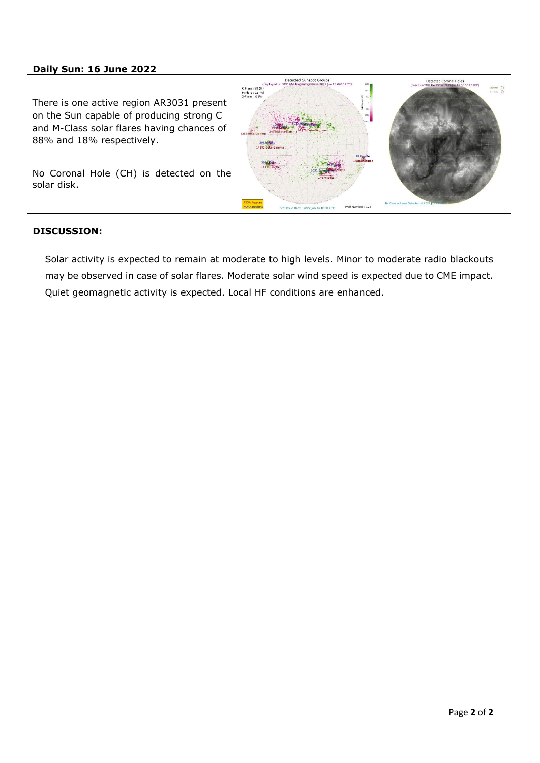**Daily Sun: 16 June 2022**

There is one active region AR3031 present on the Sun capable of producing strong C and M-Class solar flares having chances of 88% and 18% respectively.

No Coronal Hole (CH) is detected on the solar disk.

**DISCUSSION:**

Solar activity is expected to remain at moderate to high levels. Minor to moderate radio blackouts may be observed in case of solar flares. Moderate solar wind speed is expected due to CME impact. Quiet geomagnetic activity is expected. Local HF conditions are enhanced.